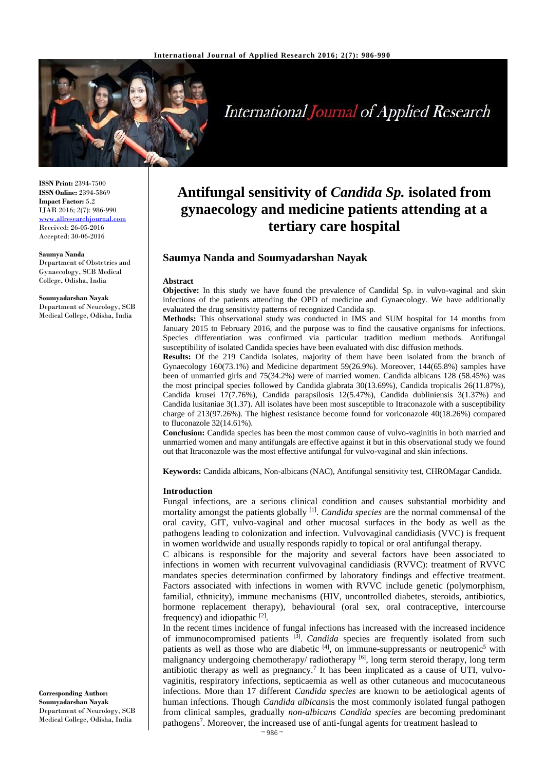**ISSN Print:** 2394-7500
**ISSN Online:** 2394-5869
**Impact Factor:** 5.2
IJAR 2016; 2(7): 986-990
www.allresearchjournal.com
Received: 26-05-2016
Accepted: 30-06-2016

**Saumya Nanda**
Department of Obstetrics and Gynaecology, SCB Medical College, Odisha, India

**Soumyadarshan Nayak**
Department of Neurology, SCB Medical College, Odisha, India

**Corresponding Author:**
**Soumyadarshan Nayak**
Department of Neurology, SCB Medical College, Odisha, India

# Antifungal sensitivity of *Candida Sp.* isolated from gynaecology and medicine patients attending at a tertiary care hospital

## Saumya Nanda and Soumyadarshan Nayak

### Abstract

**Objective:** In this study we have found the prevalence of Candidal Sp. in vulvo-vaginal and skin infections of the patients attending the OPD of medicine and Gynaecology. We have additionally evaluated the drug sensitivity patterns of recognized Candida sp.

**Methods:** This observational study was conducted in IMS and SUM hospital for 14 months from January 2015 to February 2016, and the purpose was to find the causative organisms for infections. Species differentiation was confirmed via particular tradition medium methods. Antifungal susceptibility of isolated Candida species have been evaluated with disc diffusion methods.

**Results:** Of the 219 Candida isolates, majority of them have been isolated from the branch of Gynaecology 160(73.1%) and Medicine department 59(26.9%). Moreover, 144(65.8%) samples have been of unmarried girls and 75(34.2%) were of married women. Candida albicans 128 (58.45%) was the most principal species followed by Candida glabrata 30(13.69%), Candida tropicalis 26(11.87%), Candida krusei 17(7.76%), Candida parapsilosis 12(5.47%), Candida dubliniensis 3(1.37%) and Candida lusitaniae 3(1.37). All isolates have been most susceptible to Itraconazole with a susceptibility charge of 213(97.26%). The highest resistance become found for voriconazole 40(18.26%) compared to fluconazole 32(14.61%).

**Conclusion:** Candida species has been the most common cause of vulvo-vaginitis in both married and unmarried women and many antifungals are effective against it but in this observational study we found out that Itraconazole was the most effective antifungal for vulvo-vaginal and skin infections.

**Keywords:** Candida albicans, Non-albicans (NAC), Antifungal sensitivity test, CHROMagar Candida.

### Introduction

Fungal infections, are a serious clinical condition and causes substantial morbidity and mortality amongst the patients globally [1]. *Candida species* are the normal commensal of the oral cavity, GIT, vulvo-vaginal and other mucosal surfaces in the body as well as the pathogens leading to colonization and infection. Vulvovaginal candidiasis (VVC) is frequent in women worldwide and usually responds rapidly to topical or oral antifungal therapy.

C albicans is responsible for the majority and several factors have been associated to infections in women with recurrent vulvovaginal candidiasis (RVVC): treatment of RVVC mandates species determination confirmed by laboratory findings and effective treatment. Factors associated with infections in women with RVVC include genetic (polymorphism, familial, ethnicity), immune mechanisms (HIV, uncontrolled diabetes, steroids, antibiotics, hormone replacement therapy), behavioural (oral sex, oral contraceptive, intercourse frequency) and idiopathic [2].

In the recent times incidence of fungal infections has increased with the increased incidence of immunocompromised patients [3]. *Candida* species are frequently isolated from such patients as well as those who are diabetic [4], on immune-suppressants or neutropenic[5] with malignancy undergoing chemotherapy/ radiotherapy [6], long term steroid therapy, long term antibiotic therapy as well as pregnancy.[7] It has been implicated as a cause of UTI, vulvo-vaginitis, respiratory infections, septicaemia as well as other cutaneous and mucocutaneous infections. More than 17 different *Candida species* are known to be aetiological agents of human infections. Though *Candida albicans*is the most commonly isolated fungal pathogen from clinical samples, gradually *non-albicans Candida species* are becoming predominant pathogens[7]. Moreover, the increased use of anti-fungal agents for treatment haslead to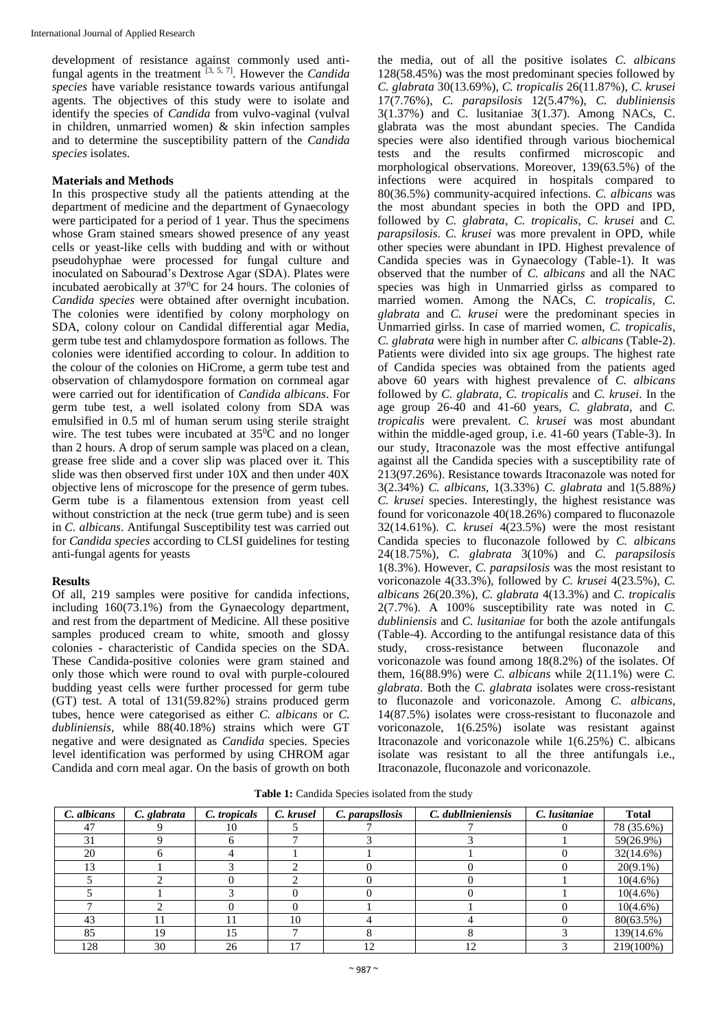development of resistance against commonly used anti-fungal agents in the treatment [3, 5, 7]. However the *Candida species* have variable resistance towards various antifungal agents. The objectives of this study were to isolate and identify the species of *Candida* from vulvo-vaginal (vulval in children, unmarried women) & skin infection samples and to determine the susceptibility pattern of the *Candida species* isolates.

### Materials and Methods

In this prospective study all the patients attending at the department of medicine and the department of Gynaecology were participated for a period of 1 year. Thus the specimens whose Gram stained smears showed presence of any yeast cells or yeast-like cells with budding and with or without pseudohyphae were processed for fungal culture and inoculated on Sabourad's Dextrose Agar (SDA). Plates were incubated aerobically at $37^0$C for 24 hours. The colonies of *Candida species* were obtained after overnight incubation. The colonies were identified by colony morphology on SDA, colony colour on Candidal differential agar Media, germ tube test and chlamydospore formation as follows. The colonies were identified according to colour. In addition to the colour of the colonies on HiCrome, a germ tube test and observation of chlamydospore formation on cornmeal agar were carried out for identification of *Candida albicans*. For germ tube test, a well isolated colony from SDA was emulsified in 0.5 ml of human serum using sterile straight wire. The test tubes were incubated at $35^0$C and no longer than 2 hours. A drop of serum sample was placed on a clean, grease free slide and a cover slip was placed over it. This slide was then observed first under 10X and then under 40X objective lens of microscope for the presence of germ tubes. Germ tube is a filamentous extension from yeast cell without constriction at the neck (true germ tube) and is seen in *C. albicans*. Antifungal Susceptibility test was carried out for *Candida species* according to CLSI guidelines for testing anti-fungal agents for yeasts

### Results

Of all, 219 samples were positive for candida infections, including 160(73.1%) from the Gynaecology department, and rest from the department of Medicine. All these positive samples produced cream to white, smooth and glossy colonies - characteristic of Candida species on the SDA. These Candida-positive colonies were gram stained and only those which were round to oval with purple-coloured budding yeast cells were further processed for germ tube (GT) test. A total of 131(59.82%) strains produced germ tubes, hence were categorised as either *C. albicans* or *C. dubliniensis*, while 88(40.18%) strains which were GT negative and were designated as *Candida* species. Species level identification was performed by using CHROM agar Candida and corn meal agar. On the basis of growth on both the media, out of all the positive isolates *C. albicans* 128(58.45%) was the most predominant species followed by *C. glabrata* 30(13.69%), *C. tropicalis* 26(11.87%), *C. krusei* 17(7.76%), *C. parapsilosis* 12(5.47%), *C. dubliniensis* 3(1.37%) and C. lusitaniae 3(1.37). Among NACs, C. glabrata was the most abundant species. The Candida species were also identified through various biochemical tests and the results confirmed microscopic and morphological observations. Moreover, 139(63.5%) of the infections were acquired in hospitals compared to 80(36.5%) community-acquired infections. *C. albicans* was the most abundant species in both the OPD and IPD, followed by *C. glabrata*, *C. tropicalis*, *C. krusei* and *C. parapsilosis*. *C. krusei* was more prevalent in OPD, while other species were abundant in IPD. Highest prevalence of Candida species was in Gynaecology (Table-1). It was observed that the number of *C. albicans* and all the NAC species was high in Unmarried girlss as compared to married women. Among the NACs, *C. tropicalis*, *C. glabrata* and *C. krusei* were the predominant species in Unmarried girlss. In case of married women, *C. tropicalis*, *C. glabrata* were high in number after *C. albicans* (Table-2). Patients were divided into six age groups. The highest rate of Candida species was obtained from the patients aged above 60 years with highest prevalence of *C. albicans* followed by *C. glabrata*, *C. tropicalis* and *C. krusei*. In the age group 26-40 and 41-60 years, *C. glabrata*, and *C. tropicalis* were prevalent. *C. krusei* was most abundant within the middle-aged group, i.e. 41-60 years (Table-3). In our study, Itraconazole was the most effective antifungal against all the Candida species with a susceptibility rate of 213(97.26%). Resistance towards Itraconazole was noted for 3(2.34%) *C. albicans*, 1(3.33%) *C. glabrata* and 1(5.88%) *C. krusei* species. Interestingly, the highest resistance was found for voriconazole 40(18.26%) compared to fluconazole 32(14.61%). *C. krusei* 4(23.5%) were the most resistant Candida species to fluconazole followed by *C. albicans* 24(18.75%), *C. glabrata* 3(10%) and *C. parapsilosis* 1(8.3%). However, *C. parapsilosis* was the most resistant to voriconazole 4(33.3%), followed by *C. krusei* 4(23.5%), *C. albicans* 26(20.3%), *C. glabrata* 4(13.3%) and *C. tropicalis* 2(7.7%). A 100% susceptibility rate was noted in *C. dubliniensis* and *C. lusitaniae* for both the azole antifungals (Table-4). According to the antifungal resistance data of this study, cross-resistance between fluconazole and voriconazole was found among 18(8.2%) of the isolates. Of them, 16(88.9%) were *C. albicans* while 2(11.1%) were *C. glabrata*. Both the *C. glabrata* isolates were cross-resistant to fluconazole and voriconazole. Among *C. albicans*, 14(87.5%) isolates were cross-resistant to fluconazole and voriconazole, 1(6.25%) isolate was resistant against Itraconazole and voriconazole while 1(6.25%) C. albicans isolate was resistant to all the three antifungals i.e., Itraconazole, fluconazole and voriconazole.

**Table 1:** Candida Species isolated from the study

| *C. albicans* | *C. glabrata* | *C. tropicals* | *C. krusel* | *C. parapsllosis* | *C. dubllnieniensis* | *C. lusitaniae* | Total |
|---|---|---|---|---|---|---|---|
| 47 | 9 | 10 | 5 | 7 | 7 | 0 | 78 (35.6%) |
| 31 | 9 | 6 | 7 | 3 | 3 | 1 | 59(26.9%) |
| 20 | 6 | 4 | 1 | 1 | 1 | 0 | 32(14.6%) |
| 13 | 1 | 3 | 2 | 0 | 0 | 0 | 20(9.1%) |
| 5 | 2 | 0 | 2 | 0 | 0 | 1 | 10(4.6%) |
| 5 | 1 | 3 | 0 | 0 | 0 | 1 | 10(4.6%) |
| 7 | 2 | 0 | 0 | 1 | 1 | 0 | 10(4.6%) |
| 43 | 11 | 11 | 10 | 4 | 4 | 0 | 80(63.5%) |
| 85 | 19 | 15 | 7 | 8 | 8 | 3 | 139(14.6% |
| 128 | 30 | 26 | 17 | 12 | 12 | 3 | 219(100%) |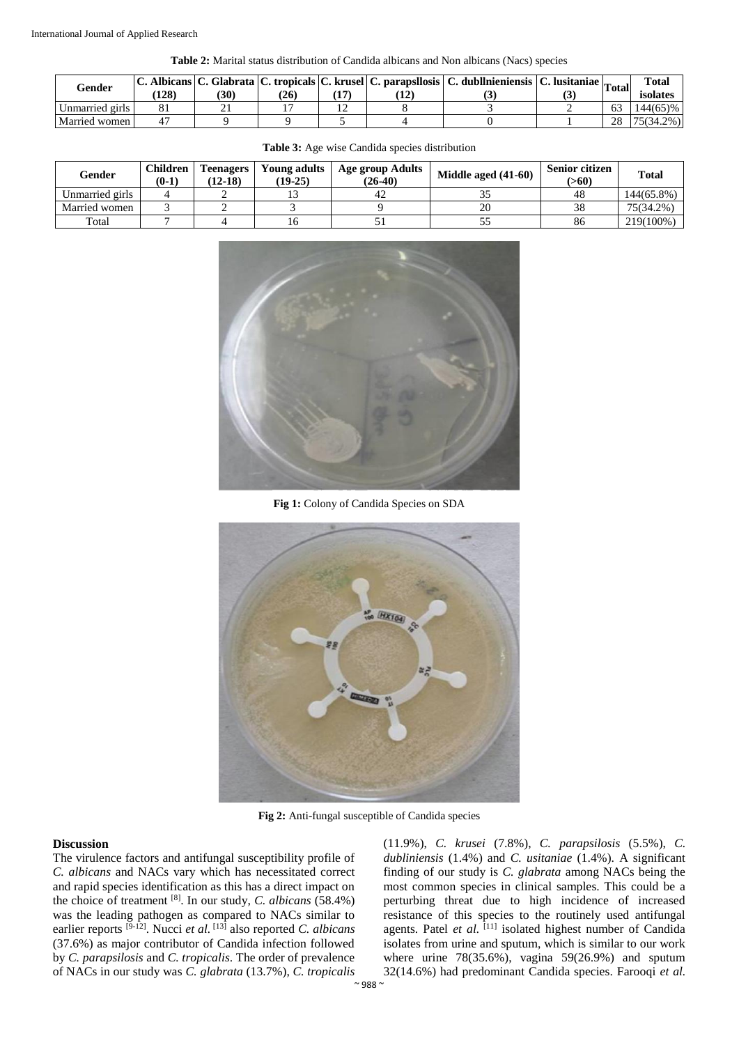**Table 2:** Marital status distribution of Candida albicans and Non albicans (Nacs) species

| Gender | C. Albicans (128) | C. Glabrata (30) | C. tropicals (26) | C. krusel (17) | C. parapsllosis (12) | C. dubllnieniensis (3) | C. lusitaniae (3) | Total | Total isolates |
|---|---|---|---|---|---|---|---|---|---|
| Unmarried girls | 81 | 21 | 17 | 12 | 8 | 3 | 2 | 63 | 144(65)% |
| Married women | 47 | 9 | 9 | 5 | 4 | 0 | 1 | 28 | 75(34.2%) |

**Table 3:** Age wise Candida species distribution

| Gender | Children (0-1) | Teenagers (12-18) | Young adults (19-25) | Age group Adults (26-40) | Middle aged (41-60) | Senior citizen (>60) | Total |
|---|---|---|---|---|---|---|---|
| Unmarried girls | 4 | 2 | 13 | 42 | 35 | 48 | 144(65.8%) |
| Married women | 3 | 2 | 3 | 9 | 20 | 38 | 75(34.2%) |
| Total | 7 | 4 | 16 | 51 | 55 | 86 | 219(100%) |

**Fig 1:** Colony of Candida Species on SDA

**Fig 2:** Anti-fungal susceptible of Candida species

## Discussion

The virulence factors and antifungal susceptibility profile of *C. albicans* and NACs vary which has necessitated correct and rapid species identification as this has a direct impact on the choice of treatment [8]. In our study, *C. albicans* (58.4%) was the leading pathogen as compared to NACs similar to earlier reports [9-12]. Nucci *et al.* [13] also reported *C. albicans* (37.6%) as major contributor of Candida infection followed by *C. parapsilosis* and *C. tropicalis*. The order of prevalence of NACs in our study was *C. glabrata* (13.7%), *C. tropicalis* (11.9%), *C. krusei* (7.8%), *C. parapsilosis* (5.5%), *C. dubliniensis* (1.4%) and *C. usitaniae* (1.4%). A significant finding of our study is *C. glabrata* among NACs being the most common species in clinical samples. This could be a perturbing threat due to high incidence of increased resistance of this species to the routinely used antifungal agents. Patel *et al.* [11] isolated highest number of Candida isolates from urine and sputum, which is similar to our work where urine 78(35.6%), vagina 59(26.9%) and sputum 32(14.6%) had predominant Candida species. Farooqi *et al.*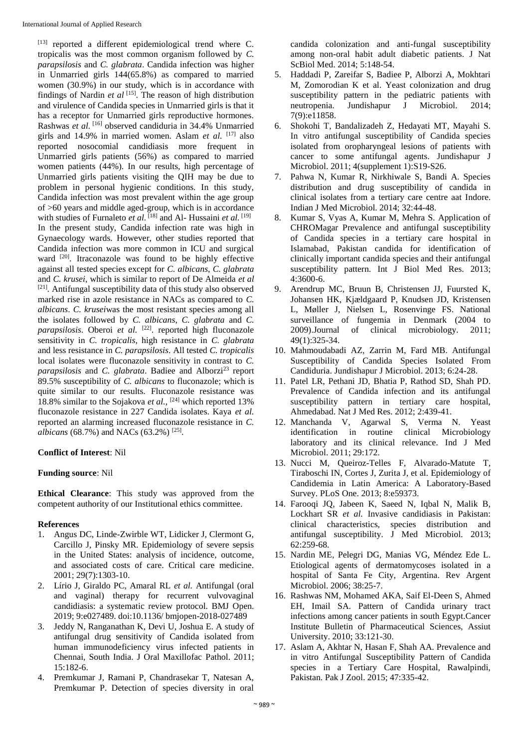[13] reported a different epidemiological trend where C. tropicalis was the most common organism followed by *C. parapsilosis* and *C. glabrata*. Candida infection was higher in Unmarried girls 144(65.8%) as compared to married women (30.9%) in our study, which is in accordance with findings of Nardin *et al* [15]. The reason of high distribution and virulence of Candida species in Unmarried girls is that it has a receptor for Unmarried girls reproductive hormones. Rashwas *et al.* [16] observed candiduria in 34.4% Unmarried girls and 14.9% in married women. Aslam *et al.* [17] also reported nosocomial candidiasis more frequent in Unmarried girls patients (56%) as compared to married women patients (44%). In our results, high percentage of Unmarried girls patients visiting the QIH may be due to problem in personal hygienic conditions. In this study, Candida infection was most prevalent within the age group of >60 years and middle aged-group, which is in accordance with studies of Furnaleto *et al.* [18] and Al- Hussaini *et al.* [19] In the present study, Candida infection rate was high in Gynaecology wards. However, other studies reported that Candida infection was more common in ICU and surgical ward [20]. Itraconazole was found to be highly effective against all tested species except for *C. albicans*, *C. glabrata* and *C. krusei*, which is similar to report of De Almeida *et al* [21]. Antifungal susceptibility data of this study also observed marked rise in azole resistance in NACs as compared to *C. albicans*. *C. krusei*was the most resistant species among all the isolates followed by *C. albicans*, *C. glabrata* and *C. parapsilosis*. Oberoi *et al.* [22]. reported high fluconazole sensitivity in *C. tropicalis*, high resistance in *C. glabrata* and less resistance in *C. parapsilosis*. All tested *C. tropicalis* local isolates were fluconazole sensitivity in contrast to *C. parapsilosis* and *C. glabrata*. Badiee and Alborzi[23] report 89.5% susceptibility of *C. albicans* to fluconazole; which is quite similar to our results. Fluconazole resistance was 18.8% similar to the Sojakova *et al.*, [24] which reported 13% fluconazole resistance in 227 Candida isolates. Kaya *et al.* reported an alarming increased fluconazole resistance in *C. albicans* (68.7%) and NACs (63.2%) [25].

**Conflict of Interest**: Nil

**Funding source**: Nil

**Ethical Clearance**: This study was approved from the competent authority of our Institutional ethics committee.

## References

1. Angus DC, Linde-Zwirble WT, Lidicker J, Clermont G, Carcillo J, Pinsky MR. Epidemiology of severe sepsis in the United States: analysis of incidence, outcome, and associated costs of care. Critical care medicine. 2001; 29(7):1303-10.
2. Lírio J, Giraldo PC, Amaral RL *et al.* Antifungal (oral and vaginal) therapy for recurrent vulvovaginal candidiasis: a systematic review protocol. BMJ Open. 2019; 9:e027489. doi:10.1136/ bmjopen-2018-027489
3. Jeddy N, Ranganathan K, Devi U, Joshua E. A study of antifungal drug sensitivity of Candida isolated from human immunodeficiency virus infected patients in Chennai, South India. J Oral Maxillofac Pathol. 2011; 15:182-6.
4. Premkumar J, Ramani P, Chandrasekar T, Natesan A, Premkumar P. Detection of species diversity in oral candida colonization and anti-fungal susceptibility among non-oral habit adult diabetic patients. J Nat ScBiol Med. 2014; 5:148-54.
5. Haddadi P, Zareifar S, Badiee P, Alborzi A, Mokhtari M, Zomorodian K et al. Yeast colonization and drug susceptibility pattern in the pediatric patients with neutropenia. Jundishapur J Microbiol. 2014; 7(9):e11858.
6. Shokohi T, Bandalizadeh Z, Hedayati MT, Mayahi S. In vitro antifungal susceptibility of Candida species isolated from oropharyngeal lesions of patients with cancer to some antifungal agents. Jundishapur J Microbiol. 2011; 4(supplement 1):S19-S26.
7. Pahwa N, Kumar R, Nirkhiwale S, Bandi A. Species distribution and drug susceptibility of candida in clinical isolates from a tertiary care centre aat Indore. Indian J Med Microbiol. 2014; 32:44-48.
8. Kumar S, Vyas A, Kumar M, Mehra S. Application of CHROMagar Prevalence and antifungal susceptibility of Candida species in a tertiary care hospital in Islamabad, Pakistan candida for identification of clinically important candida species and their antifungal susceptibility pattern. Int J Biol Med Res. 2013; 4:3600-6.
9. Arendrup MC, Bruun B, Christensen JJ, Fuursted K, Johansen HK, Kjældgaard P, Knudsen JD, Kristensen L, Møller J, Nielsen L, Rosenvinge FS. National surveillance of fungemia in Denmark (2004 to 2009).Journal of clinical microbiology. 2011; 49(1):325-34.
10. Mahmoudabadi AZ, Zarrin M, Fard MB. Antifungal Susceptibility of Candida Species Isolated From Candiduria. Jundishapur J Microbiol. 2013; 6:24-28.
11. Patel LR, Pethani JD, Bhatia P, Rathod SD, Shah PD. Prevalence of Candida infection and its antifungal susceptibility pattern in tertiary care hospital, Ahmedabad. Nat J Med Res. 2012; 2:439-41.
12. Manchanda V, Agarwal S, Verma N. Yeast identification in routine clinical Microbiology laboratory and its clinical relevance. Ind J Med Microbiol. 2011; 29:172.
13. Nucci M, Queiroz-Telles F, Alvarado-Matute T, Tiraboschi IN, Cortes J, Zurita J, et al. Epidemiology of Candidemia in Latin America: A Laboratory-Based Survey. PLoS One. 2013; 8:e59373.
14. Farooqi JQ, Jabeen K, Saeed N, Iqbal N, Malik B, Lockhart SR *et al.* Invasive candidiasis in Pakistan: clinical characteristics, species distribution and antifungal susceptibility. J Med Microbiol. 2013; 62:259-68.
15. Nardin ME, Pelegri DG, Manias VG, Méndez Ede L. Etiological agents of dermatomycoses isolated in a hospital of Santa Fe City, Argentina. Rev Argent Microbiol. 2006; 38:25-7.
16. Rashwas NM, Mohamed AKA, Saif El-Deen S, Ahmed EH, Imail SA. Pattern of Candida urinary tract infections among cancer patients in south Egypt.Cancer Institute Bulletin of Pharmaceutical Sciences, Assiut University. 2010; 33:121-30.
17. Aslam A, Akhtar N, Hasan F, Shah AA. Prevalence and in vitro Antifungal Susceptibility Pattern of Candida species in a Tertiary Care Hospital, Rawalpindi, Pakistan. Pak J Zool. 2015; 47:335-42.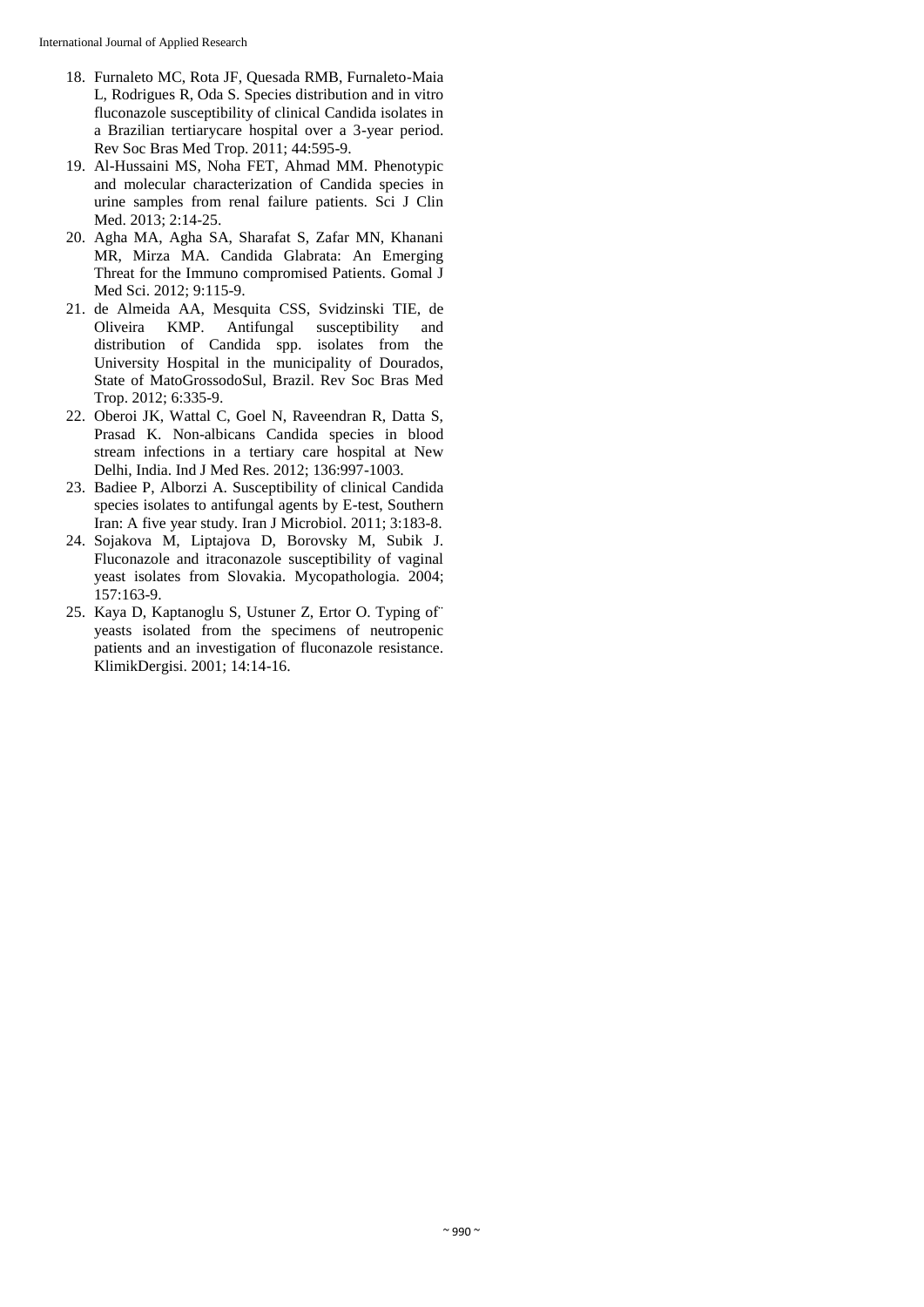18. Furnaleto MC, Rota JF, Quesada RMB, Furnaleto-Maia L, Rodrigues R, Oda S. Species distribution and in vitro fluconazole susceptibility of clinical Candida isolates in a Brazilian tertiarycare hospital over a 3-year period. Rev Soc Bras Med Trop. 2011; 44:595-9.
19. Al-Hussaini MS, Noha FET, Ahmad MM. Phenotypic and molecular characterization of Candida species in urine samples from renal failure patients. Sci J Clin Med. 2013; 2:14-25.
20. Agha MA, Agha SA, Sharafat S, Zafar MN, Khanani MR, Mirza MA. Candida Glabrata: An Emerging Threat for the Immuno compromised Patients. Gomal J Med Sci. 2012; 9:115-9.
21. de Almeida AA, Mesquita CSS, Svidzinski TIE, de Oliveira KMP. Antifungal susceptibility and distribution of Candida spp. isolates from the University Hospital in the municipality of Dourados, State of MatoGrossodoSul, Brazil. Rev Soc Bras Med Trop. 2012; 6:335-9.
22. Oberoi JK, Wattal C, Goel N, Raveendran R, Datta S, Prasad K. Non-albicans Candida species in blood stream infections in a tertiary care hospital at New Delhi, India. Ind J Med Res. 2012; 136:997-1003.
23. Badiee P, Alborzi A. Susceptibility of clinical Candida species isolates to antifungal agents by E-test, Southern Iran: A five year study. Iran J Microbiol. 2011; 3:183-8.
24. Sojakova M, Liptajova D, Borovsky M, Subik J. Fluconazole and itraconazole susceptibility of vaginal yeast isolates from Slovakia. Mycopathologia. 2004; 157:163-9.
25. Kaya D, Kaptanoglu S, Ustuner Z, Ertor O. Typing of¨ yeasts isolated from the specimens of neutropenic patients and an investigation of fluconazole resistance. KlimikDergisi. 2001; 14:14-16.